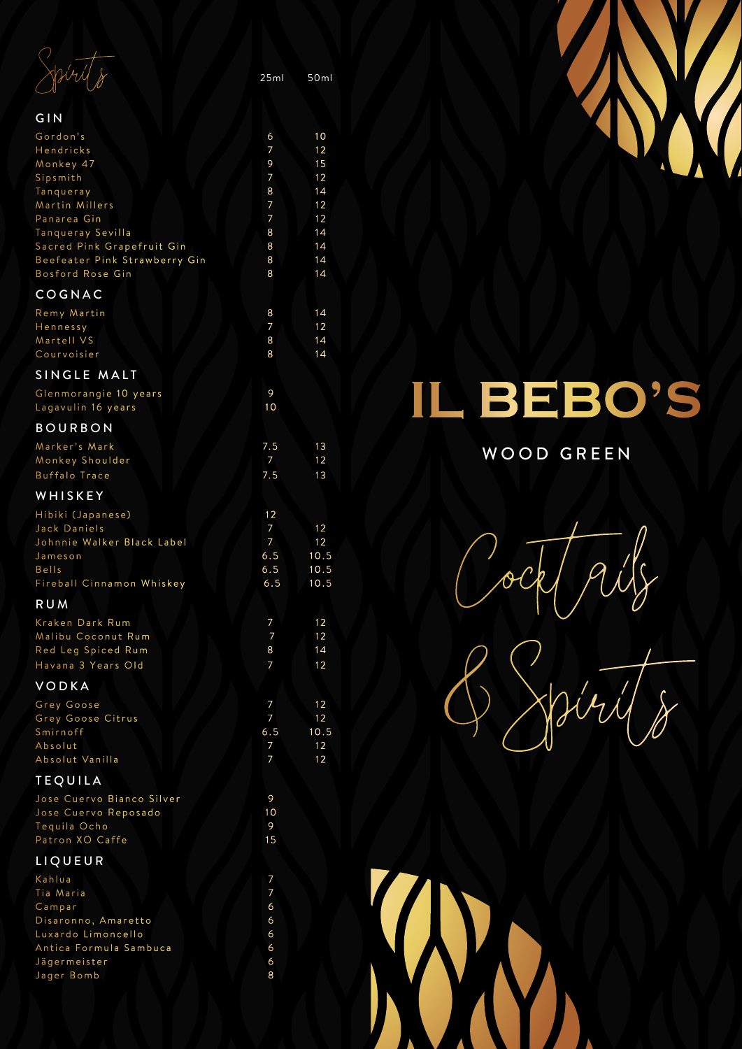# IL BEBO'S

WOOD GREEN

Cocktails & Spirits

## Spirits

| | 25ml | 50ml |
|---|---|---|
| **GIN** | | |
| Gordon's | 6 | 10 |
| Hendricks | 7 | 12 |
| Monkey 47 | 9 | 15 |
| Sipsmith | 7 | 12 |
| Tanqueray | 8 | 14 |
| Martin Millers | 7 | 12 |
| Panarea Gin | 7 | 12 |
| Tanqueray Sevilla | 8 | 14 |
| Sacred Pink Grapefruit Gin | 8 | 14 |
| Beefeater Pink Strawberry Gin | 8 | 14 |
| Bosford Rose Gin | 8 | 14 |
| **COGNAC** | | |
| Remy Martin | 8 | 14 |
| Hennessy | 7 | 12 |
| Martell VS | 8 | 14 |
| Courvoisier | 8 | 14 |
| **SINGLE MALT** | | |
| Glenmorangie 10 years | 9 | |
| Lagavulin 16 years | 10 | |
| **BOURBON** | | |
| Marker's Mark | 7.5 | 13 |
| Monkey Shoulder | 7 | 12 |
| Buffalo Trace | 7.5 | 13 |
| **WHISKEY** | | |
| Hibiki (Japanese) | 12 | |
| Jack Daniels | 7 | 12 |
| Johnnie Walker Black Label | 7 | 12 |
| Jameson | 6.5 | 10.5 |
| Bells | 6.5 | 10.5 |
| Fireball Cinnamon Whiskey | 6.5 | 10.5 |
| **RUM** | | |
| Kraken Dark Rum | 7 | 12 |
| Malibu Coconut Rum | 7 | 12 |
| Red Leg Spiced Rum | 8 | 14 |
| Havana 3 Years Old | 7 | 12 |
| **VODKA** | | |
| Grey Goose | 7 | 12 |
| Grey Goose Citrus | 7 | 12 |
| Smirnoff | 6.5 | 10.5 |
| Absolut | 7 | 12 |
| Absolut Vanilla | 7 | 12 |
| **TEQUILA** | | |
| Jose Cuervo Bianco Silver | 9 | |
| Jose Cuervo Reposado | 10 | |
| Tequila Ocho | 9 | |
| Patron XO Caffe | 15 | |
| **LIQUEUR** | | |
| Kahlua | 7 | |
| Tia Maria | 7 | |
| Campar | 6 | |
| Disaronno, Amaretto | 6 | |
| Luxardo Limoncello | 6 | |
| Antica Formula Sambuca | 6 | |
| Jägermeister | 6 | |
| Jager Bomb | 8 | |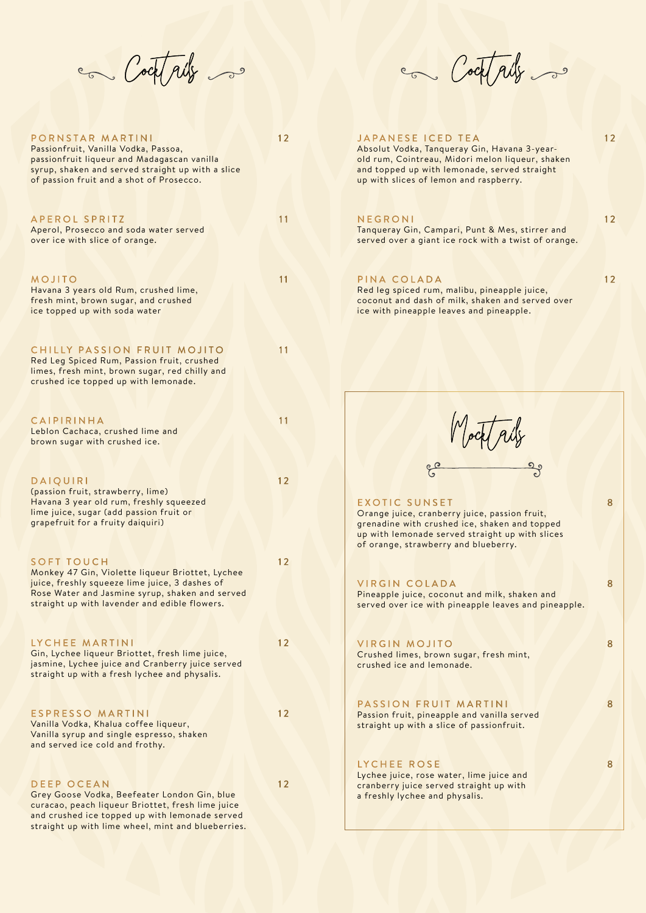# Cocktails

## PORNSTAR MARTINI — 12

Passionfruit, Vanilla Vodka, Passoa, passionfruit liqueur and Madagascan vanilla syrup, shaken and served straight up with a slice of passion fruit and a shot of Prosecco.

## APEROL SPRITZ — 11

Aperol, Prosecco and soda water served over ice with slice of orange.

## MOJITO — 11

Havana 3 years old Rum, crushed lime, fresh mint, brown sugar, and crushed ice topped up with soda water

## CHILLY PASSION FRUIT MOJITO — 11

Red Leg Spiced Rum, Passion fruit, crushed limes, fresh mint, brown sugar, red chilly and crushed ice topped up with lemonade.

## CAIPIRINHA — 11

Leblon Cachaca, crushed lime and brown sugar with crushed ice.

## DAIQUIRI — 12

(passion fruit, strawberry, lime)
Havana 3 year old rum, freshly squeezed lime juice, sugar (add passion fruit or grapefruit for a fruity daiquiri)

## SOFT TOUCH — 12

Monkey 47 Gin, Violette liqueur Briottet, Lychee juice, freshly squeeze lime juice, 3 dashes of Rose Water and Jasmine syrup, shaken and served straight up with lavender and edible flowers.

## LYCHEE MARTINI — 12

Gin, Lychee liqueur Briottet, fresh lime juice, jasmine, Lychee juice and Cranberry juice served straight up with a fresh lychee and physalis.

## ESPRESSO MARTINI — 12

Vanilla Vodka, Khalua coffee liqueur, Vanilla syrup and single espresso, shaken and served ice cold and frothy.

## DEEP OCEAN — 12

Grey Goose Vodka, Beefeater London Gin, blue curacao, peach liqueur Briottet, fresh lime juice and crushed ice topped up with lemonade served straight up with lime wheel, mint and blueberries.

# Cocktails

## JAPANESE ICED TEA — 12

Absolut Vodka, Tanqueray Gin, Havana 3-year-old rum, Cointreau, Midori melon liqueur, shaken and topped up with lemonade, served straight up with slices of lemon and raspberry.

## NEGRONI — 12

Tanqueray Gin, Campari, Punt & Mes, stirrer and served over a giant ice rock with a twist of orange.

## PINA COLADA — 12

Red leg spiced rum, malibu, pineapple juice, coconut and dash of milk, shaken and served over ice with pineapple leaves and pineapple.

# Mocktails

## EXOTIC SUNSET — 8

Orange juice, cranberry juice, passion fruit, grenadine with crushed ice, shaken and topped up with lemonade served straight up with slices of orange, strawberry and blueberry.

## VIRGIN COLADA — 8

Pineapple juice, coconut and milk, shaken and served over ice with pineapple leaves and pineapple.

## VIRGIN MOJITO — 8

Crushed limes, brown sugar, fresh mint, crushed ice and lemonade.

## PASSION FRUIT MARTINI — 8

Passion fruit, pineapple and vanilla served straight up with a slice of passionfruit.

## LYCHEE ROSE — 8

Lychee juice, rose water, lime juice and cranberry juice served straight up with a freshly lychee and physalis.